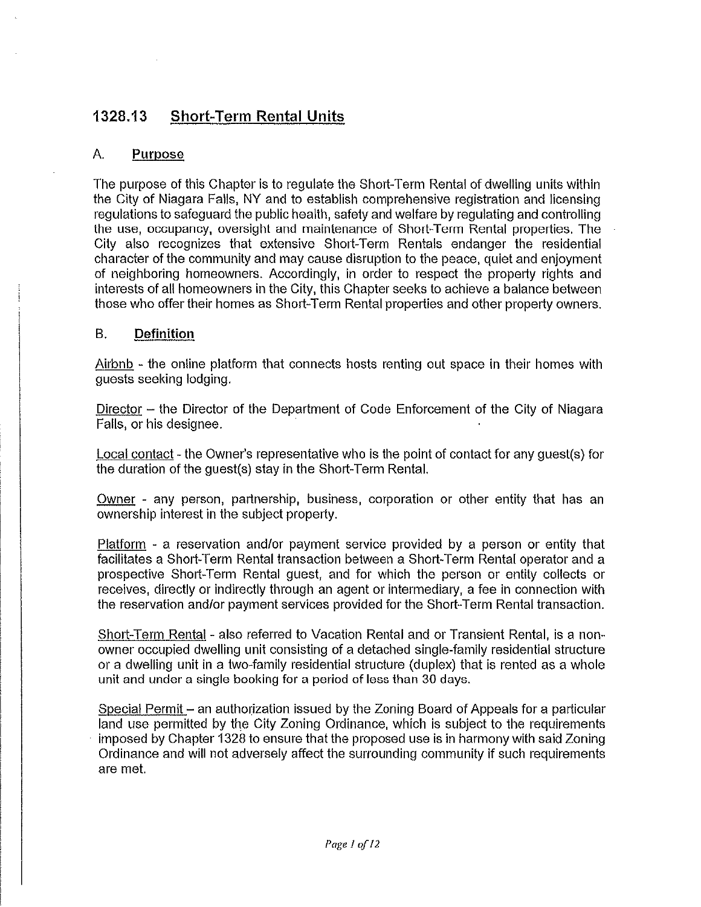# 1328.13 Short-Term Rental Units

## A. Purpose

The purpose of this Chapter is to regulate the Short-Term Rental of dwelling units within the City of Niagara Falls, NY and to establish comprehensive registration and licensing regulations to safeguard the public health, safety and welfare by regulating and controlling the use, occupancy, oversight and maintenance of Short-Term Rental properties. The City also recognizes that extensive Short-Term Rentals endanger the residential character of the community and may cause disruption to the peace, quiet and enjoyment of neighboring homeowners. Accordingly, in order to respect the property rights and interests of all homeowners in the City, this Chapter seeks to achieve a balance between those who offer their homes as Short-Term Rental properties and other property owners.

## B. Definition

Airbnb - the online platform that connects hosts renting out space in their homes with guests seeking lodging.

Director – the Director of the Department of Code Enforcement of the City of Niagara Falls, or his designee.

Local contact - the Owner's representative who is the point of contact for any guest(s) for the duration of the guest(s) stay in the Short-Term Rental.

Owner - any person, partnership, business, corporation or other entity that has an ownership interest in the subject property.

Platform - a reservation and/or payment service provided by a person or entity that facilitates a Short-Term Rental transaction between a Short-Term Rental operator and a prospective Short-Term Rental guest, and for which the person or entity collects or receives, directly or indirectly through an agent or intermediary, a fee in connection with the reservation and/or payment services provided for the Short-Term Rental transaction.

Short-Term Rental - also referred to Vacation Rental and or Transient Rental, is a non-owner occupied dwelling unit consisting of a detached single-family residential structure or a dwelling unit in a two-family residential structure (duplex) that is rented as a whole unit and under a single booking for a period of less than 30 days.

Special Permit – an authorization issued by the Zoning Board of Appeals for a particular land use permitted by the City Zoning Ordinance, which is subject to the requirements imposed by Chapter 1328 to ensure that the proposed use is in harmony with said Zoning Ordinance and will not adversely affect the surrounding community if such requirements are met.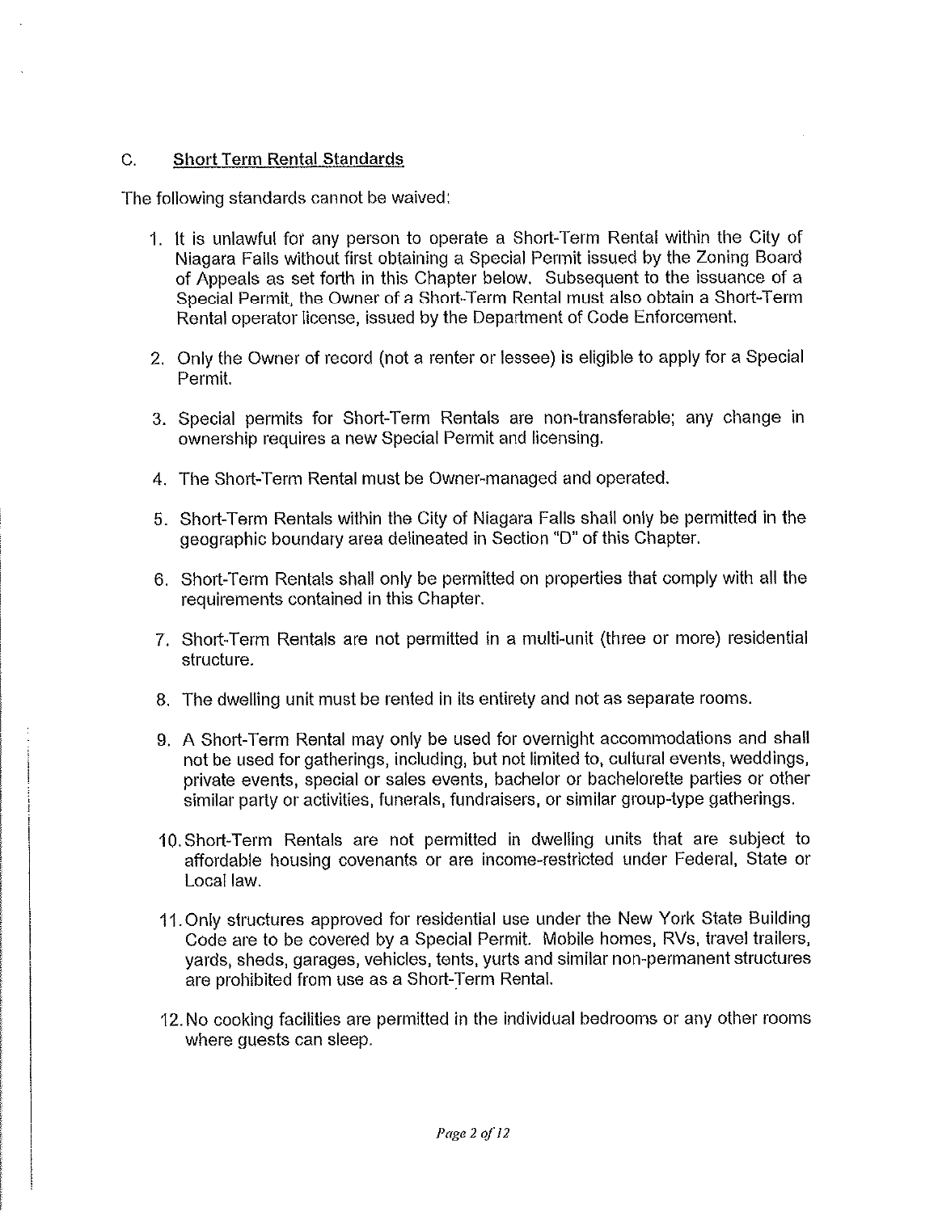### C. Short Term Rental Standards

The following standards cannot be waived:

1. It is unlawful for any person to operate a Short-Term Rental within the City of Niagara Falls without first obtaining a Special Permit issued by the Zoning Board of Appeals as set forth in this Chapter below. Subsequent to the issuance of a Special Permit, the Owner of a Short-Term Rental must also obtain a Short-Term Rental operator license, issued by the Department of Code Enforcement.

2. Only the Owner of record (not a renter or lessee) is eligible to apply for a Special Permit.

3. Special permits for Short-Term Rentals are non-transferable; any change in ownership requires a new Special Permit and licensing.

4. The Short-Term Rental must be Owner-managed and operated.

5. Short-Term Rentals within the City of Niagara Falls shall only be permitted in the geographic boundary area delineated in Section "D" of this Chapter.

6. Short-Term Rentals shall only be permitted on properties that comply with all the requirements contained in this Chapter.

7. Short-Term Rentals are not permitted in a multi-unit (three or more) residential structure.

8. The dwelling unit must be rented in its entirety and not as separate rooms.

9. A Short-Term Rental may only be used for overnight accommodations and shall not be used for gatherings, including, but not limited to, cultural events, weddings, private events, special or sales events, bachelor or bachelorette parties or other similar party or activities, funerals, fundraisers, or similar group-type gatherings.

10. Short-Term Rentals are not permitted in dwelling units that are subject to affordable housing covenants or are income-restricted under Federal, State or Local law.

11. Only structures approved for residential use under the New York State Building Code are to be covered by a Special Permit. Mobile homes, RVs, travel trailers, yards, sheds, garages, vehicles, tents, yurts and similar non-permanent structures are prohibited from use as a Short-Term Rental.

12. No cooking facilities are permitted in the individual bedrooms or any other rooms where guests can sleep.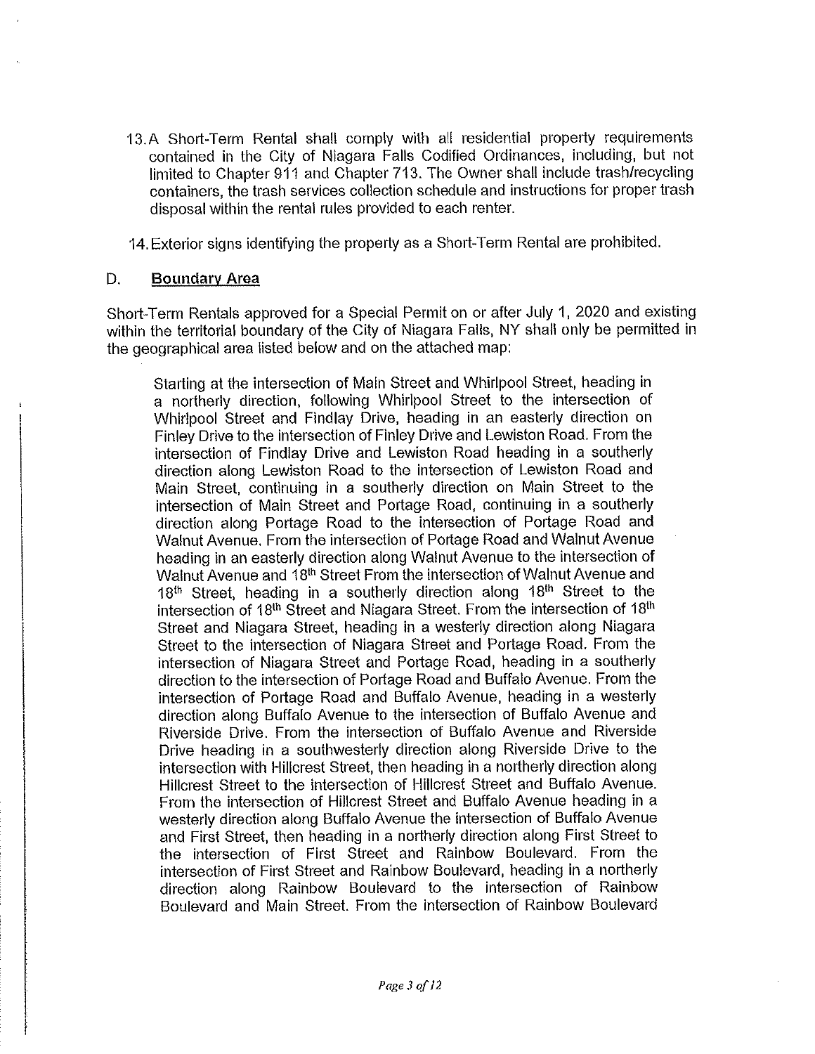13. A Short-Term Rental shall comply with all residential property requirements contained in the City of Niagara Falls Codified Ordinances, including, but not limited to Chapter 911 and Chapter 713. The Owner shall include trash/recycling containers, the trash services collection schedule and instructions for proper trash disposal within the rental rules provided to each renter.

14. Exterior signs identifying the property as a Short-Term Rental are prohibited.

## D. Boundary Area

Short-Term Rentals approved for a Special Permit on or after July 1, 2020 and existing within the territorial boundary of the City of Niagara Falls, NY shall only be permitted in the geographical area listed below and on the attached map:

> Starting at the intersection of Main Street and Whirlpool Street, heading in a northerly direction, following Whirlpool Street to the intersection of Whirlpool Street and Findlay Drive, heading in an easterly direction on Finley Drive to the intersection of Finley Drive and Lewiston Road. From the intersection of Findlay Drive and Lewiston Road heading in a southerly direction along Lewiston Road to the intersection of Lewiston Road and Main Street, continuing in a southerly direction on Main Street to the intersection of Main Street and Portage Road, continuing in a southerly direction along Portage Road to the intersection of Portage Road and Walnut Avenue. From the intersection of Portage Road and Walnut Avenue heading in an easterly direction along Walnut Avenue to the intersection of Walnut Avenue and 18th Street From the intersection of Walnut Avenue and 18th Street, heading in a southerly direction along 18th Street to the intersection of 18th Street and Niagara Street. From the intersection of 18th Street and Niagara Street, heading in a westerly direction along Niagara Street to the intersection of Niagara Street and Portage Road. From the intersection of Niagara Street and Portage Road, heading in a southerly direction to the intersection of Portage Road and Buffalo Avenue. From the intersection of Portage Road and Buffalo Avenue, heading in a westerly direction along Buffalo Avenue to the intersection of Buffalo Avenue and Riverside Drive. From the intersection of Buffalo Avenue and Riverside Drive heading in a southwesterly direction along Riverside Drive to the intersection with Hillcrest Street, then heading in a northerly direction along Hillcrest Street to the intersection of Hillcrest Street and Buffalo Avenue. From the intersection of Hillcrest Street and Buffalo Avenue heading in a westerly direction along Buffalo Avenue the intersection of Buffalo Avenue and First Street, then heading in a northerly direction along First Street to the intersection of First Street and Rainbow Boulevard. From the intersection of First Street and Rainbow Boulevard, heading in a northerly direction along Rainbow Boulevard to the intersection of Rainbow Boulevard and Main Street. From the intersection of Rainbow Boulevard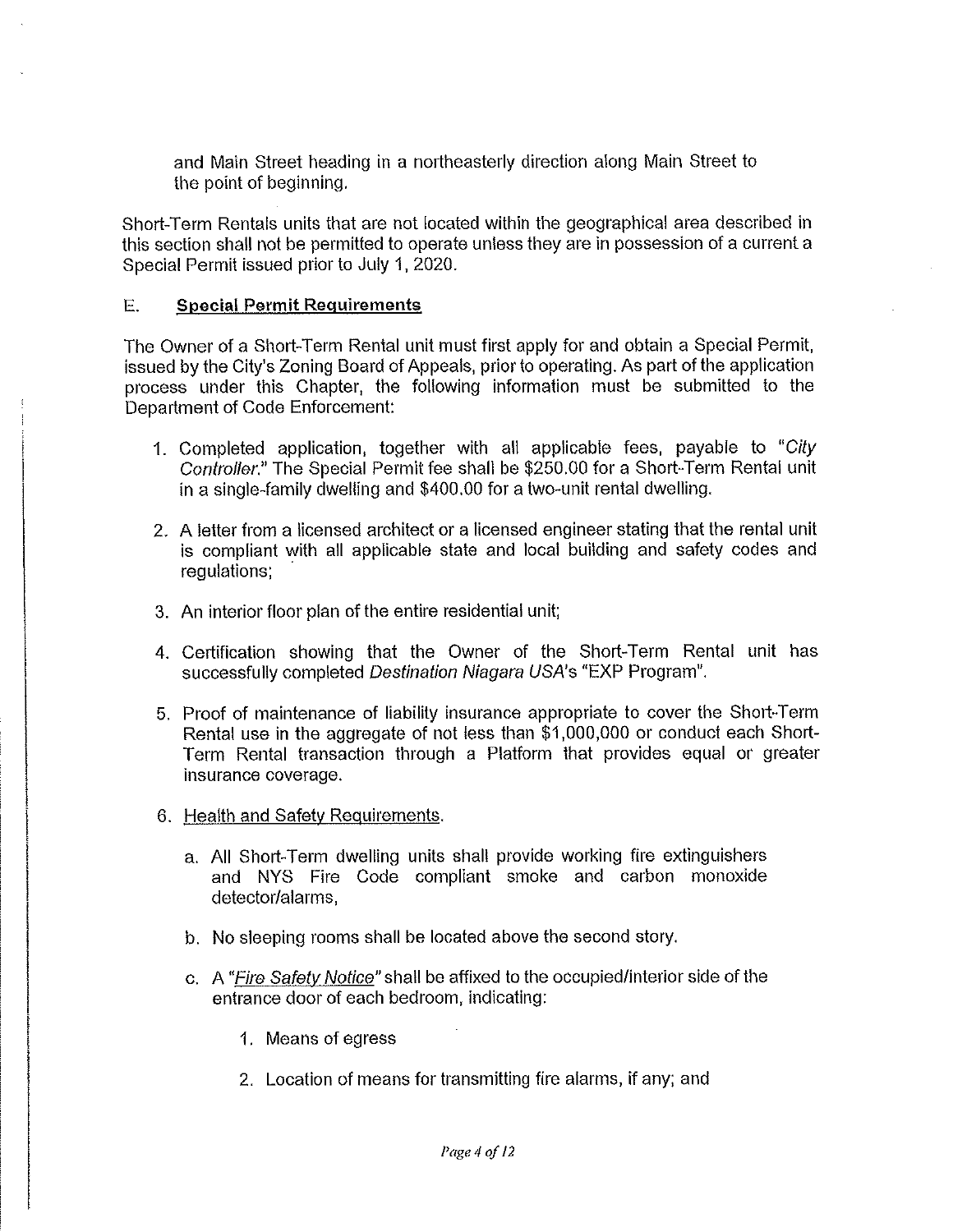and Main Street heading in a northeasterly direction along Main Street to the point of beginning.

Short-Term Rentals units that are not located within the geographical area described in this section shall not be permitted to operate unless they are in possession of a current a Special Permit issued prior to July 1, 2020.

## E. **Special Permit Requirements**

The Owner of a Short-Term Rental unit must first apply for and obtain a Special Permit, issued by the City's Zoning Board of Appeals, prior to operating. As part of the application process under this Chapter, the following information must be submitted to the Department of Code Enforcement:

1. Completed application, together with all applicable fees, payable to "*City Controller*." The Special Permit fee shall be $250.00 for a Short-Term Rental unit in a single-family dwelling and $400.00 for a two-unit rental dwelling.

2. A letter from a licensed architect or a licensed engineer stating that the rental unit is compliant with all applicable state and local building and safety codes and regulations;

3. An interior floor plan of the entire residential unit;

4. Certification showing that the Owner of the Short-Term Rental unit has successfully completed *Destination Niagara USA*'s "EXP Program".

5. Proof of maintenance of liability insurance appropriate to cover the Short-Term Rental use in the aggregate of not less than $1,000,000 or conduct each Short-Term Rental transaction through a Platform that provides equal or greater insurance coverage.

6. Health and Safety Requirements.

   a. All Short-Term dwelling units shall provide working fire extinguishers and NYS Fire Code compliant smoke and carbon monoxide detector/alarms,

   b. No sleeping rooms shall be located above the second story.

   c. A "*Fire Safety Notice*" shall be affixed to the occupied/interior side of the entrance door of each bedroom, indicating:

      1. Means of egress

      2. Location of means for transmitting fire alarms, if any; and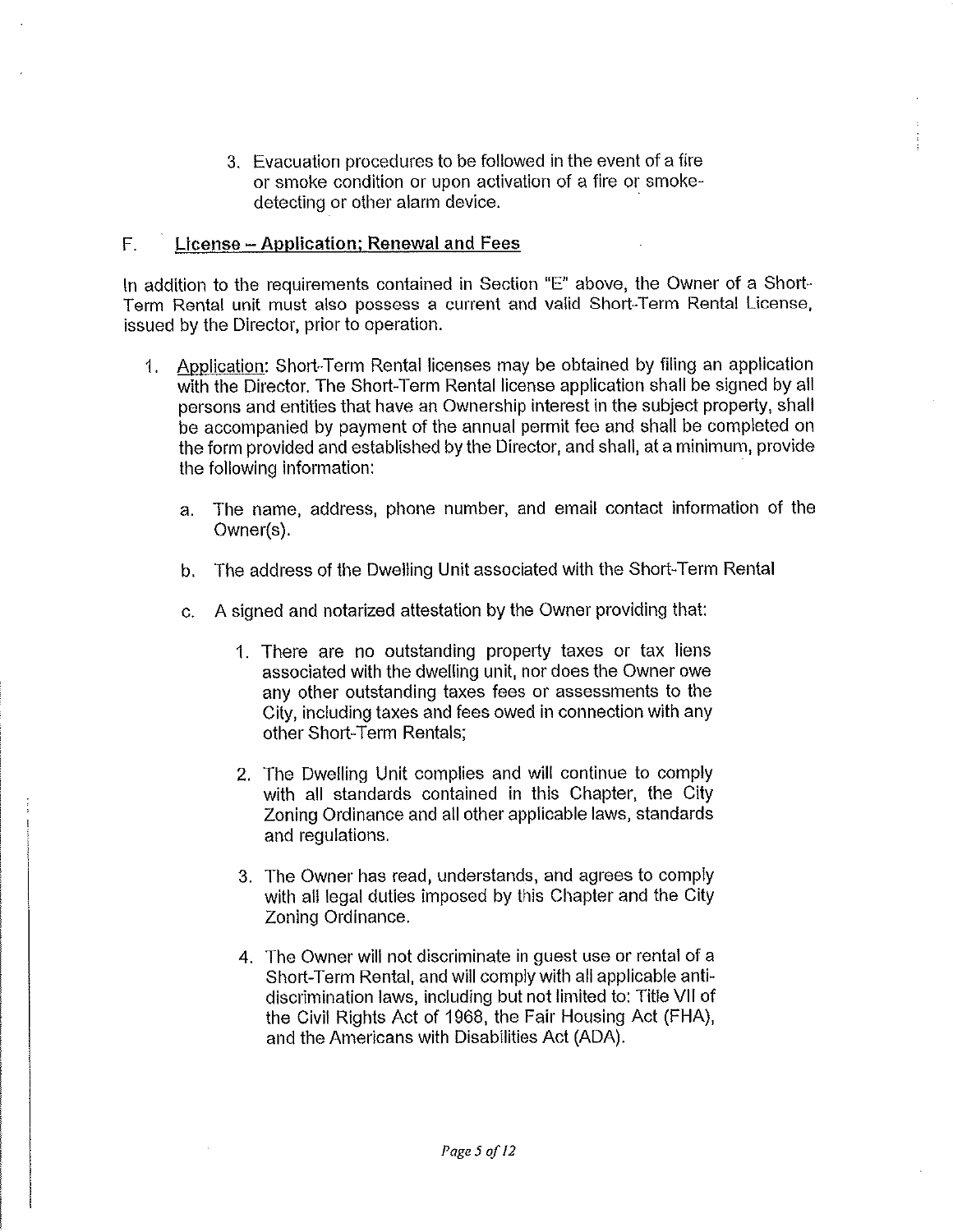3. Evacuation procedures to be followed in the event of a fire or smoke condition or upon activation of a fire or smoke-detecting or other alarm device.

F. **License – Application; Renewal and Fees**

In addition to the requirements contained in Section "E" above, the Owner of a Short-Term Rental unit must also possess a current and valid Short-Term Rental License, issued by the Director, prior to operation.

1. Application: Short-Term Rental licenses may be obtained by filing an application with the Director. The Short-Term Rental license application shall be signed by all persons and entities that have an Ownership interest in the subject property, shall be accompanied by payment of the annual permit fee and shall be completed on the form provided and established by the Director, and shall, at a minimum, provide the following information:

   a. The name, address, phone number, and email contact information of the Owner(s).

   b. The address of the Dwelling Unit associated with the Short-Term Rental

   c. A signed and notarized attestation by the Owner providing that:

      1. There are no outstanding property taxes or tax liens associated with the dwelling unit, nor does the Owner owe any other outstanding taxes fees or assessments to the City, including taxes and fees owed in connection with any other Short-Term Rentals;

      2. The Dwelling Unit complies and will continue to comply with all standards contained in this Chapter, the City Zoning Ordinance and all other applicable laws, standards and regulations.

      3. The Owner has read, understands, and agrees to comply with all legal duties imposed by this Chapter and the City Zoning Ordinance.

      4. The Owner will not discriminate in guest use or rental of a Short-Term Rental, and will comply with all applicable anti-discrimination laws, including but not limited to: Title VII of the Civil Rights Act of 1968, the Fair Housing Act (FHA), and the Americans with Disabilities Act (ADA).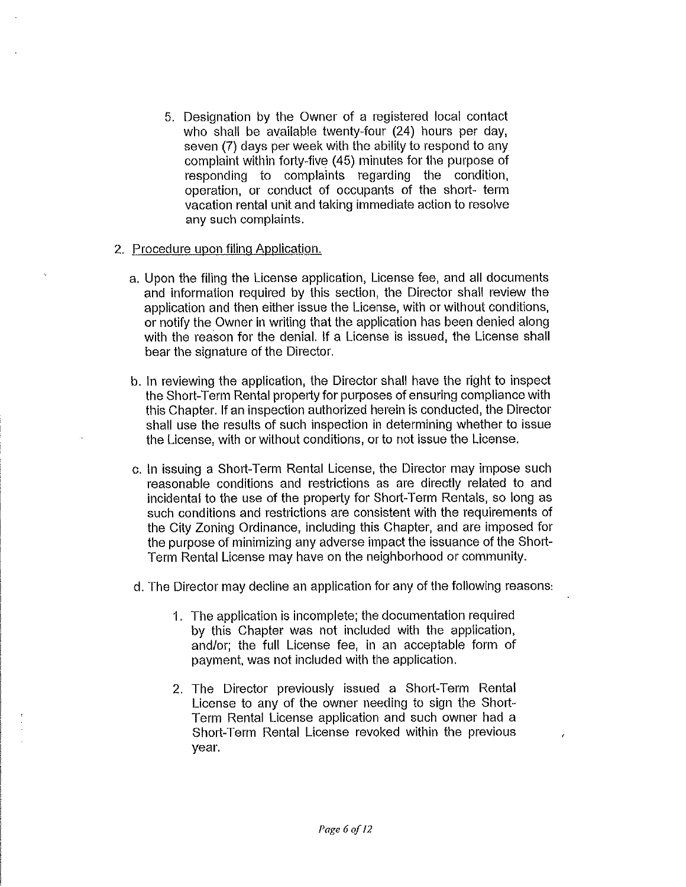5. Designation by the Owner of a registered local contact who shall be available twenty-four (24) hours per day, seven (7) days per week with the ability to respond to any complaint within forty-five (45) minutes for the purpose of responding to complaints regarding the condition, operation, or conduct of occupants of the short- term vacation rental unit and taking immediate action to resolve any such complaints.

2. <u>Procedure upon filing Application.</u>

   a. Upon the filing the License application, License fee, and all documents and information required by this section, the Director shall review the application and then either issue the License, with or without conditions, or notify the Owner in writing that the application has been denied along with the reason for the denial. If a License is issued, the License shall bear the signature of the Director.

   b. In reviewing the application, the Director shall have the right to inspect the Short-Term Rental property for purposes of ensuring compliance with this Chapter. If an inspection authorized herein is conducted, the Director shall use the results of such inspection in determining whether to issue the License, with or without conditions, or to not issue the License.

   c. In issuing a Short-Term Rental License, the Director may impose such reasonable conditions and restrictions as are directly related to and incidental to the use of the property for Short-Term Rentals, so long as such conditions and restrictions are consistent with the requirements of the City Zoning Ordinance, including this Chapter, and are imposed for the purpose of minimizing any adverse impact the issuance of the Short-Term Rental License may have on the neighborhood or community.

   d. The Director may decline an application for any of the following reasons:

      1. The application is incomplete; the documentation required by this Chapter was not included with the application, and/or; the full License fee, in an acceptable form of payment, was not included with the application.

      2. The Director previously issued a Short-Term Rental License to any of the owner needing to sign the Short-Term Rental License application and such owner had a Short-Term Rental License revoked within the previous year.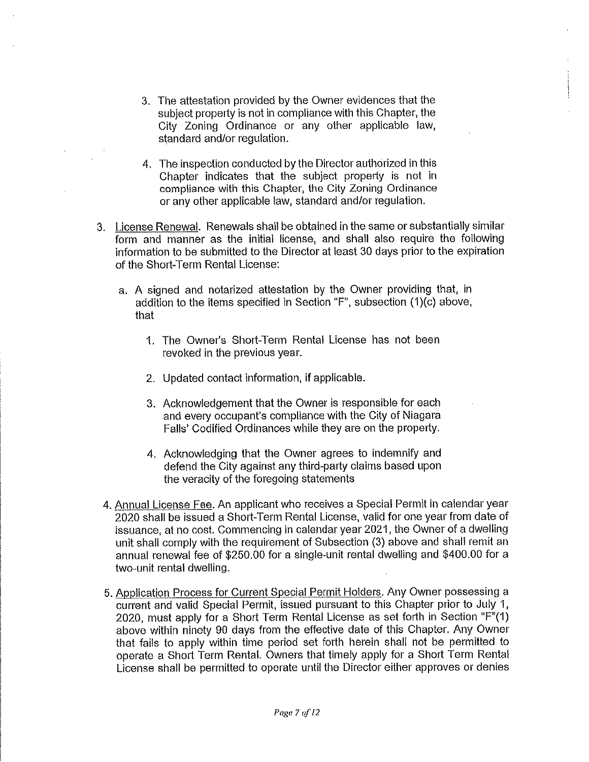3. The attestation provided by the Owner evidences that the subject property is not in compliance with this Chapter, the City Zoning Ordinance or any other applicable law, standard and/or regulation.

4. The inspection conducted by the Director authorized in this Chapter indicates that the subject property is not in compliance with this Chapter, the City Zoning Ordinance or any other applicable law, standard and/or regulation.

3. License Renewal. Renewals shall be obtained in the same or substantially similar form and manner as the initial license, and shall also require the following information to be submitted to the Director at least 30 days prior to the expiration of the Short-Term Rental License:

   a. A signed and notarized attestation by the Owner providing that, in addition to the items specified in Section "F", subsection (1)(c) above, that

      1. The Owner's Short-Term Rental License has not been revoked in the previous year.

      2. Updated contact information, if applicable.

      3. Acknowledgement that the Owner is responsible for each and every occupant's compliance with the City of Niagara Falls' Codified Ordinances while they are on the property.

      4. Acknowledging that the Owner agrees to indemnify and defend the City against any third-party claims based upon the veracity of the foregoing statements

4. Annual License Fee. An applicant who receives a Special Permit in calendar year 2020 shall be issued a Short-Term Rental License, valid for one year from date of issuance, at no cost. Commencing in calendar year 2021, the Owner of a dwelling unit shall comply with the requirement of Subsection (3) above and shall remit an annual renewal fee of $250.00 for a single-unit rental dwelling and $400.00 for a two-unit rental dwelling.

5. Application Process for Current Special Permit Holders. Any Owner possessing a current and valid Special Permit, issued pursuant to this Chapter prior to July 1, 2020, must apply for a Short Term Rental License as set forth in Section "F"(1) above within ninety 90 days from the effective date of this Chapter. Any Owner that fails to apply within time period set forth herein shall not be permitted to operate a Short Term Rental. Owners that timely apply for a Short Term Rental License shall be permitted to operate until the Director either approves or denies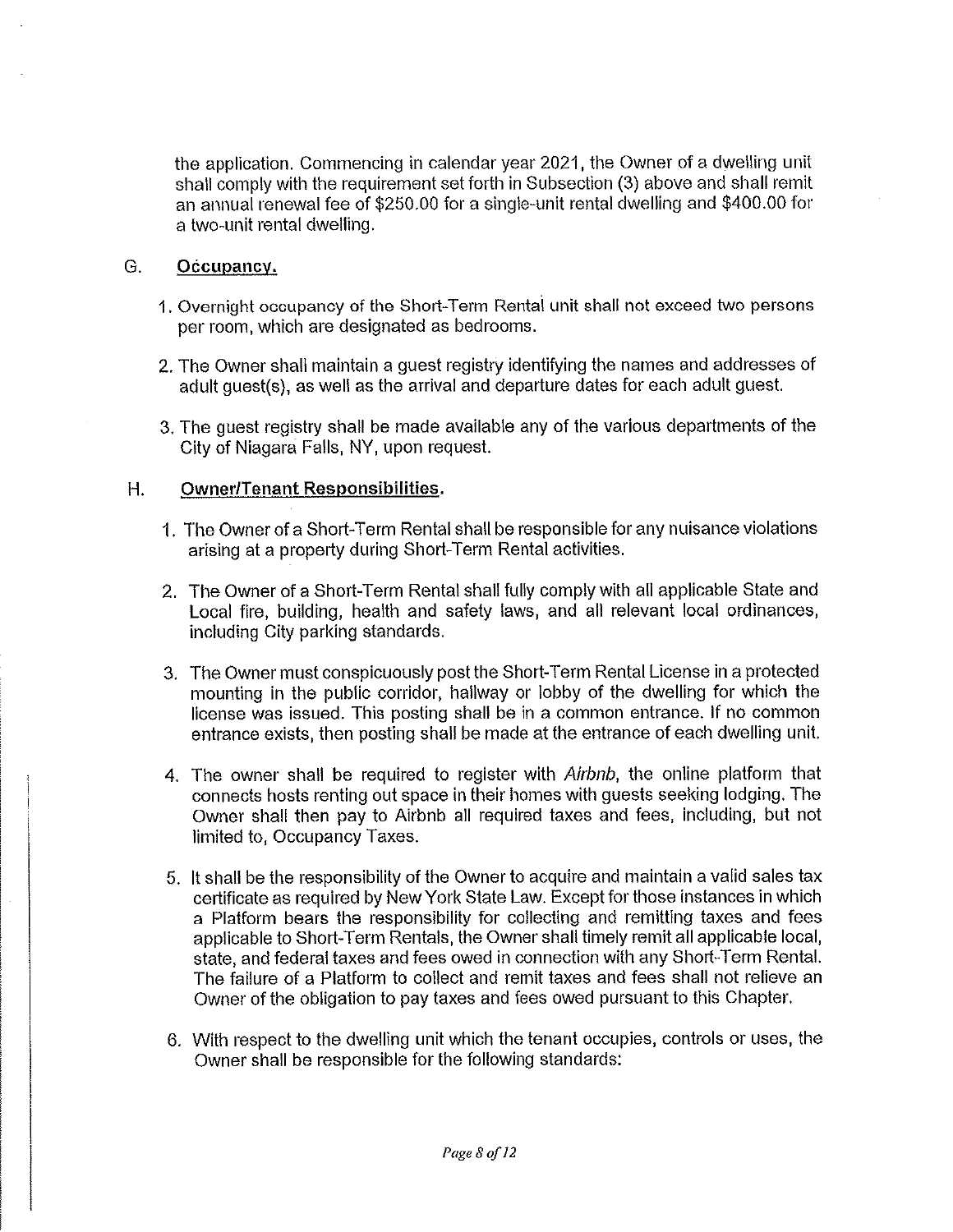the application. Commencing in calendar year 2021, the Owner of a dwelling unit shall comply with the requirement set forth in Subsection (3) above and shall remit an annual renewal fee of $250.00 for a single-unit rental dwelling and $400.00 for a two-unit rental dwelling.

G. **Occupancy.**

1. Overnight occupancy of the Short-Term Rental unit shall not exceed two persons per room, which are designated as bedrooms.

2. The Owner shall maintain a guest registry identifying the names and addresses of adult guest(s), as well as the arrival and departure dates for each adult guest.

3. The guest registry shall be made available any of the various departments of the City of Niagara Falls, NY, upon request.

H. **Owner/Tenant Responsibilities.**

1. The Owner of a Short-Term Rental shall be responsible for any nuisance violations arising at a property during Short-Term Rental activities.

2. The Owner of a Short-Term Rental shall fully comply with all applicable State and Local fire, building, health and safety laws, and all relevant local ordinances, including City parking standards.

3. The Owner must conspicuously post the Short-Term Rental License in a protected mounting in the public corridor, hallway or lobby of the dwelling for which the license was issued. This posting shall be in a common entrance. If no common entrance exists, then posting shall be made at the entrance of each dwelling unit.

4. The owner shall be required to register with *Airbnb*, the online platform that connects hosts renting out space in their homes with guests seeking lodging. The Owner shall then pay to Airbnb all required taxes and fees, including, but not limited to, Occupancy Taxes.

5. It shall be the responsibility of the Owner to acquire and maintain a valid sales tax certificate as required by New York State Law. Except for those instances in which a Platform bears the responsibility for collecting and remitting taxes and fees applicable to Short-Term Rentals, the Owner shall timely remit all applicable local, state, and federal taxes and fees owed in connection with any Short-Term Rental. The failure of a Platform to collect and remit taxes and fees shall not relieve an Owner of the obligation to pay taxes and fees owed pursuant to this Chapter.

6. With respect to the dwelling unit which the tenant occupies, controls or uses, the Owner shall be responsible for the following standards: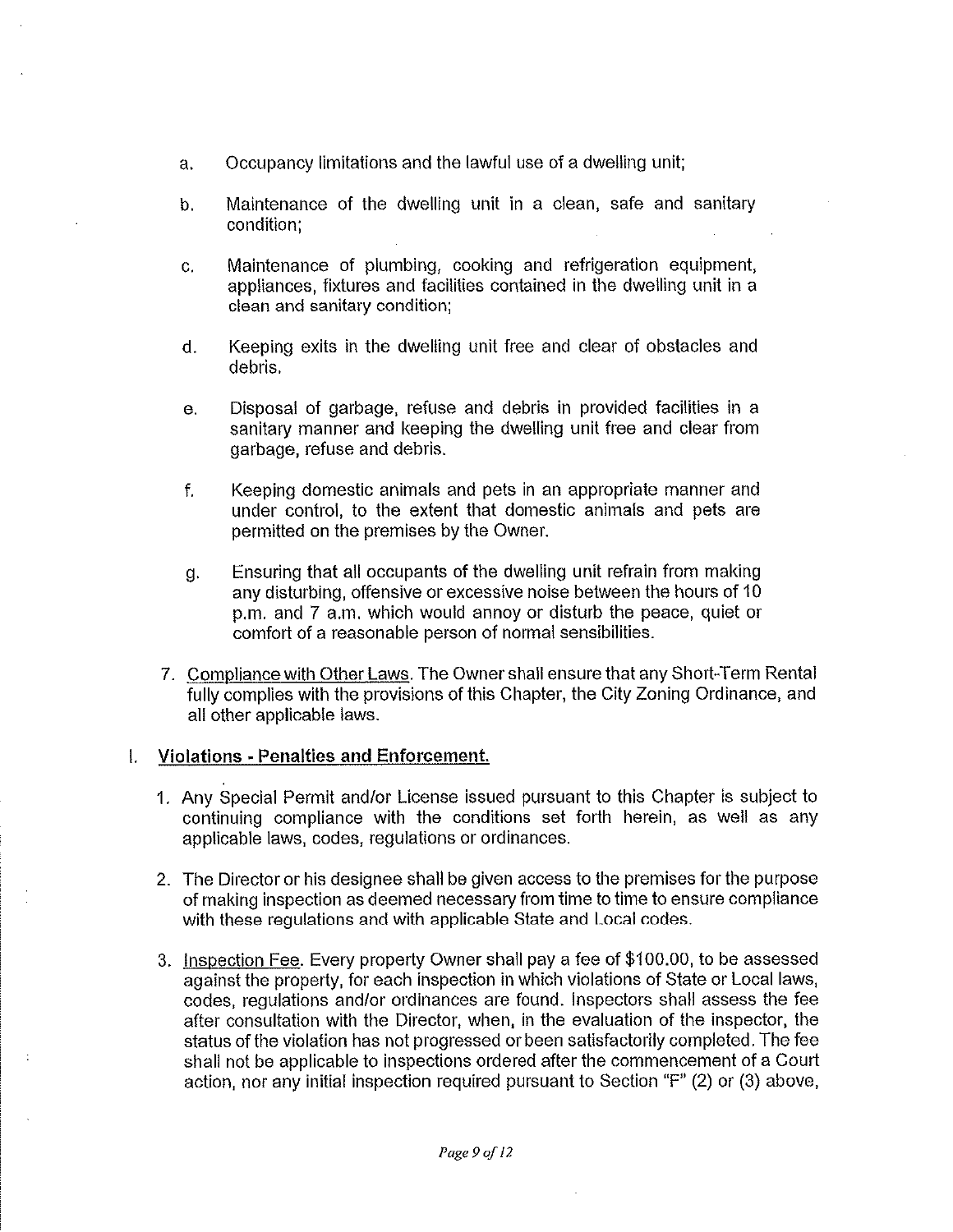a. Occupancy limitations and the lawful use of a dwelling unit;

b. Maintenance of the dwelling unit in a clean, safe and sanitary condition;

c. Maintenance of plumbing, cooking and refrigeration equipment, appliances, fixtures and facilities contained in the dwelling unit in a clean and sanitary condition;

d. Keeping exits in the dwelling unit free and clear of obstacles and debris.

e. Disposal of garbage, refuse and debris in provided facilities in a sanitary manner and keeping the dwelling unit free and clear from garbage, refuse and debris.

f. Keeping domestic animals and pets in an appropriate manner and under control, to the extent that domestic animals and pets are permitted on the premises by the Owner.

g. Ensuring that all occupants of the dwelling unit refrain from making any disturbing, offensive or excessive noise between the hours of 10 p.m. and 7 a.m. which would annoy or disturb the peace, quiet or comfort of a reasonable person of normal sensibilities.

7. Compliance with Other Laws. The Owner shall ensure that any Short-Term Rental fully complies with the provisions of this Chapter, the City Zoning Ordinance, and all other applicable laws.

## I. Violations - Penalties and Enforcement.

1. Any Special Permit and/or License issued pursuant to this Chapter is subject to continuing compliance with the conditions set forth herein, as well as any applicable laws, codes, regulations or ordinances.

2. The Director or his designee shall be given access to the premises for the purpose of making inspection as deemed necessary from time to time to ensure compliance with these regulations and with applicable State and Local codes.

3. Inspection Fee. Every property Owner shall pay a fee of $100.00, to be assessed against the property, for each inspection in which violations of State or Local laws, codes, regulations and/or ordinances are found. Inspectors shall assess the fee after consultation with the Director, when, in the evaluation of the inspector, the status of the violation has not progressed or been satisfactorily completed. The fee shall not be applicable to inspections ordered after the commencement of a Court action, nor any initial inspection required pursuant to Section "F" (2) or (3) above,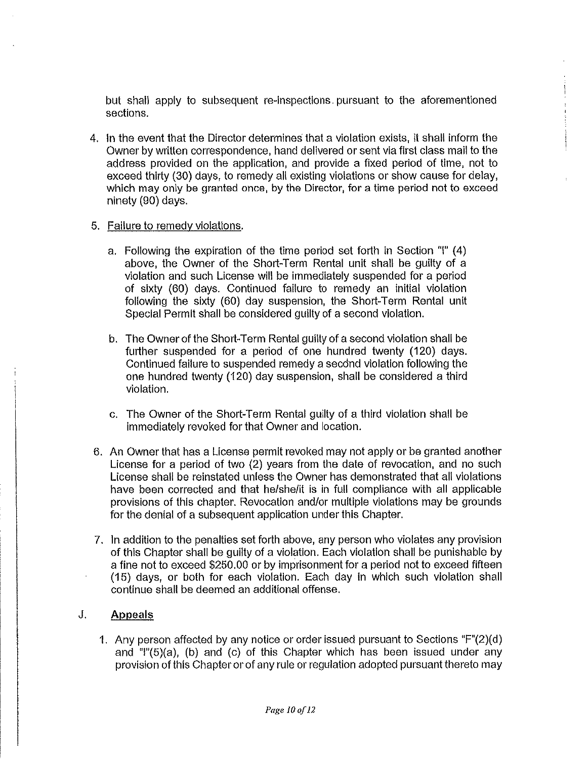but shall apply to subsequent re-inspections pursuant to the aforementioned sections.

4. In the event that the Director determines that a violation exists, it shall inform the Owner by written correspondence, hand delivered or sent via first class mail to the address provided on the application, and provide a fixed period of time, not to exceed thirty (30) days, to remedy all existing violations or show cause for delay, which may only be granted once, by the Director, for a time period not to exceed ninety (90) days.

5. Failure to remedy violations.

   a. Following the expiration of the time period set forth in Section "I" (4) above, the Owner of the Short-Term Rental unit shall be guilty of a violation and such License will be immediately suspended for a period of sixty (60) days. Continued failure to remedy an initial violation following the sixty (60) day suspension, the Short-Term Rental unit Special Permit shall be considered guilty of a second violation.

   b. The Owner of the Short-Term Rental guilty of a second violation shall be further suspended for a period of one hundred twenty (120) days. Continued failure to suspended remedy a second violation following the one hundred twenty (120) day suspension, shall be considered a third violation.

   c. The Owner of the Short-Term Rental guilty of a third violation shall be immediately revoked for that Owner and location.

6. An Owner that has a License permit revoked may not apply or be granted another License for a period of two (2) years from the date of revocation, and no such License shall be reinstated unless the Owner has demonstrated that all violations have been corrected and that he/she/it is in full compliance with all applicable provisions of this chapter. Revocation and/or multiple violations may be grounds for the denial of a subsequent application under this Chapter.

7. In addition to the penalties set forth above, any person who violates any provision of this Chapter shall be guilty of a violation. Each violation shall be punishable by a fine not to exceed $250.00 or by imprisonment for a period not to exceed fifteen (15) days, or both for each violation. Each day in which such violation shall continue shall be deemed an additional offense.

J. **Appeals**

1. Any person affected by any notice or order issued pursuant to Sections "F"(2)(d) and "I"(5)(a), (b) and (c) of this Chapter which has been issued under any provision of this Chapter or of any rule or regulation adopted pursuant thereto may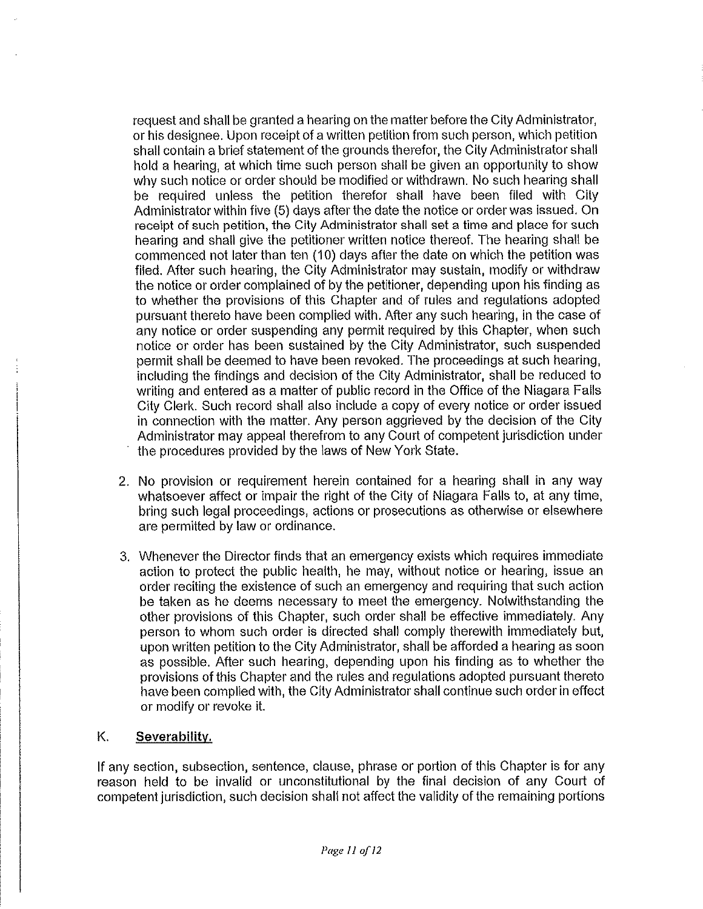request and shall be granted a hearing on the matter before the City Administrator, or his designee. Upon receipt of a written petition from such person, which petition shall contain a brief statement of the grounds therefor, the City Administrator shall hold a hearing, at which time such person shall be given an opportunity to show why such notice or order should be modified or withdrawn. No such hearing shall be required unless the petition therefor shall have been filed with City Administrator within five (5) days after the date the notice or order was issued. On receipt of such petition, the City Administrator shall set a time and place for such hearing and shall give the petitioner written notice thereof. The hearing shall be commenced not later than ten (10) days after the date on which the petition was filed. After such hearing, the City Administrator may sustain, modify or withdraw the notice or order complained of by the petitioner, depending upon his finding as to whether the provisions of this Chapter and of rules and regulations adopted pursuant thereto have been complied with. After any such hearing, in the case of any notice or order suspending any permit required by this Chapter, when such notice or order has been sustained by the City Administrator, such suspended permit shall be deemed to have been revoked. The proceedings at such hearing, including the findings and decision of the City Administrator, shall be reduced to writing and entered as a matter of public record in the Office of the Niagara Falls City Clerk. Such record shall also include a copy of every notice or order issued in connection with the matter. Any person aggrieved by the decision of the City Administrator may appeal therefrom to any Court of competent jurisdiction under the procedures provided by the laws of New York State.

2. No provision or requirement herein contained for a hearing shall in any way whatsoever affect or impair the right of the City of Niagara Falls to, at any time, bring such legal proceedings, actions or prosecutions as otherwise or elsewhere are permitted by law or ordinance.

3. Whenever the Director finds that an emergency exists which requires immediate action to protect the public health, he may, without notice or hearing, issue an order reciting the existence of such an emergency and requiring that such action be taken as he deems necessary to meet the emergency. Notwithstanding the other provisions of this Chapter, such order shall be effective immediately. Any person to whom such order is directed shall comply therewith immediately but, upon written petition to the City Administrator, shall be afforded a hearing as soon as possible. After such hearing, depending upon his finding as to whether the provisions of this Chapter and the rules and regulations adopted pursuant thereto have been complied with, the City Administrator shall continue such order in effect or modify or revoke it.

## K. **Severability.**

If any section, subsection, sentence, clause, phrase or portion of this Chapter is for any reason held to be invalid or unconstitutional by the final decision of any Court of competent jurisdiction, such decision shall not affect the validity of the remaining portions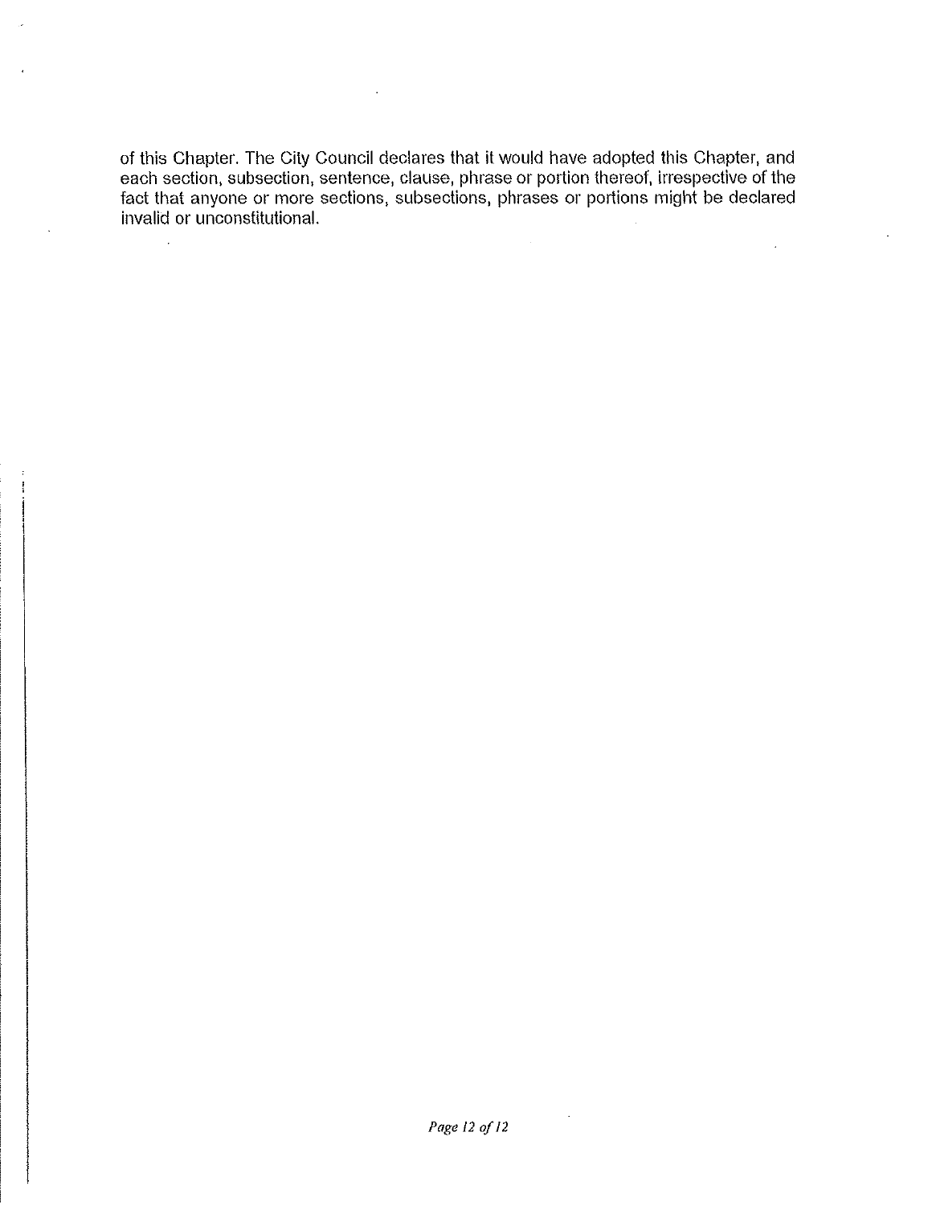of this Chapter. The City Council declares that it would have adopted this Chapter, and each section, subsection, sentence, clause, phrase or portion thereof, irrespective of the fact that anyone or more sections, subsections, phrases or portions might be declared invalid or unconstitutional.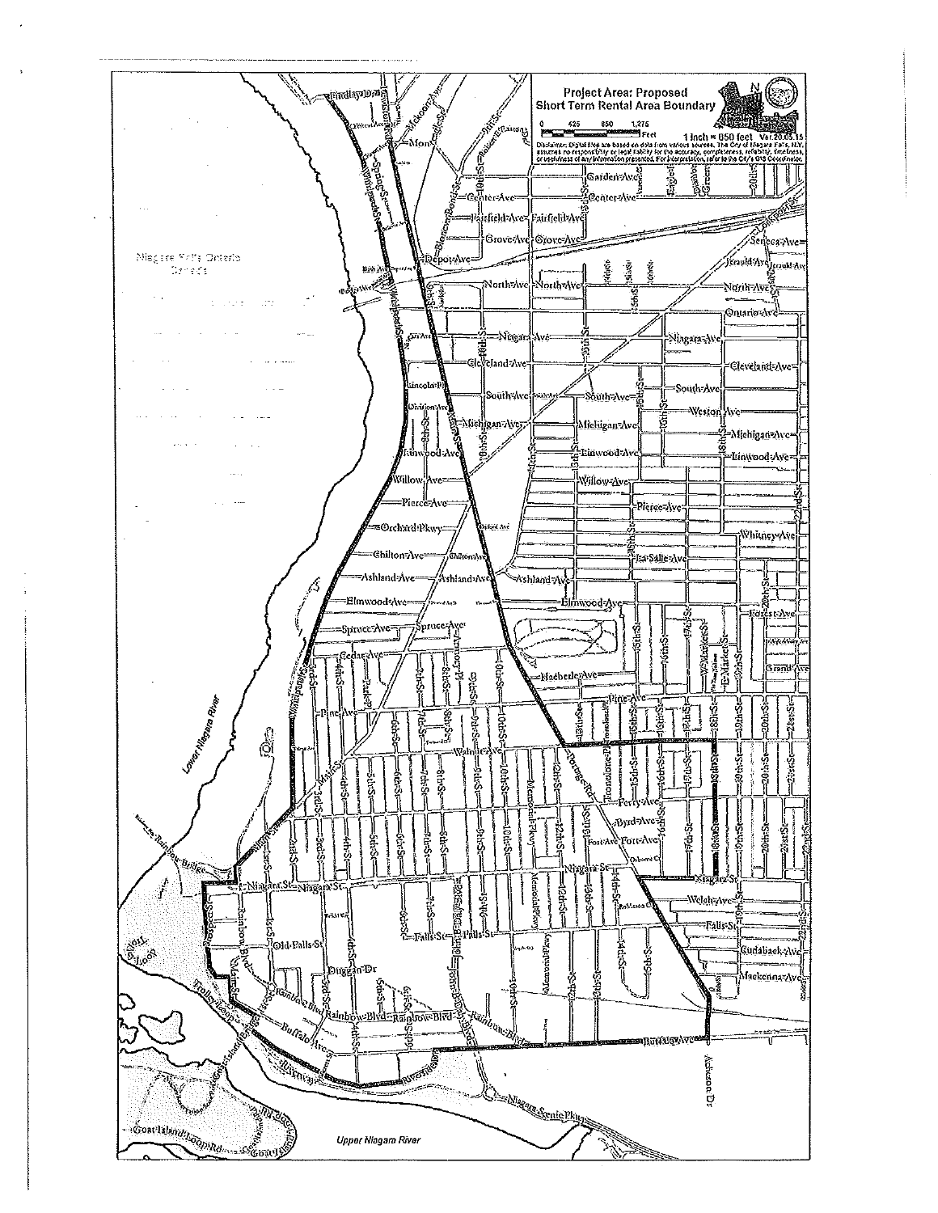# Project Area: Proposed Short Term Rental Area Boundary

0 425 850 1,275 Feet

1 inch = 850 feet Ver.20.05.15

Disclaimer: Digital files are based on data from various sources. The City of Niagara Falls, N.Y. assumes no responsibility or legal liability for the accuracy, completeness, reliability, timeliness, or usefulness of any information presented. For interpretation, refer to the City's GIS Coordinator.

Niagara Falls Ontario Canada

Lower Niagara River

Upper Niagara River